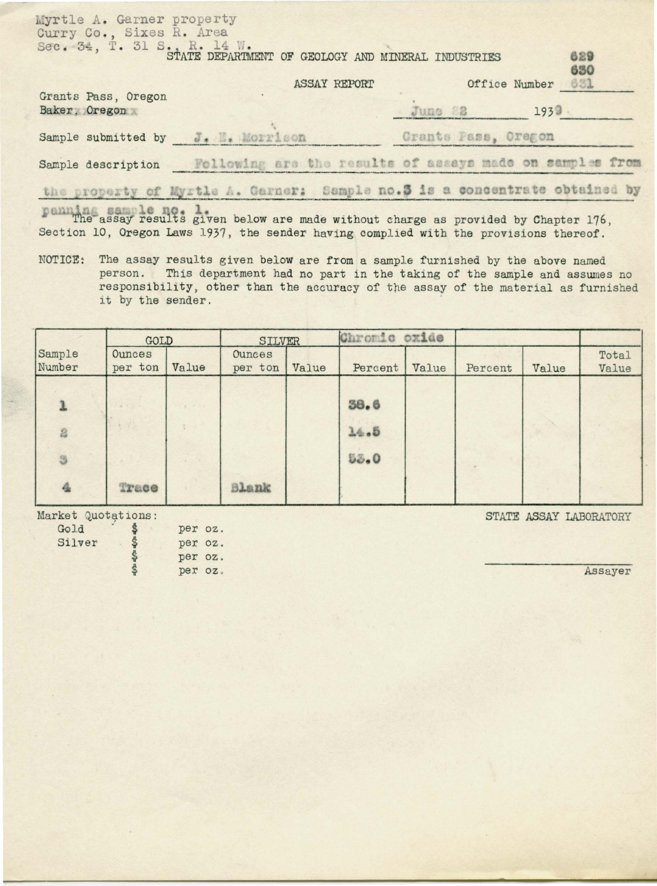Myrtle A. Garner property
Curry Co., Sixes R. Area
Sec. 34, T. 31 S., R. 14 W.

STATE DEPARTMENT OF GEOLOGY AND MINERAL INDUSTRIES

ASSAY REPORT

Office Number 629 630 631

Grants Pass, Oregon
Baker, Oregon

June 22 1939

Sample submitted by J. E. Morrison Grants Pass, Oregon

Sample description Following are the results of assays made on samples from the property of Myrtle A. Garner: Sample no.3 is a concentrate obtained by panning sample no. 1.

The assay results given below are made without charge as provided by Chapter 176, Section 10, Oregon Laws 1937, the sender having complied with the provisions thereof.

NOTICE: The assay results given below are from a sample furnished by the above named person. This department had no part in the taking of the sample and assumes no responsibility, other than the accuracy of the assay of the material as furnished it by the sender.

| Sample Number | GOLD | | SILVER | | Chromic oxide | | | | Total Value |
|---|---|---|---|---|---|---|---|---|---|
| | Ounces per ton | Value | Ounces per ton | Value | Percent | Value | Percent | Value | |
| 1 | | | | | 38.6 | | | | |
| 2 | | | | | 14.5 | | | | |
| 3 | | | | | 53.0 | | | | |
| 4 | Trace | | Blank | | | | | | |

Market Quotations:
Gold $ per oz.
Silver $ per oz.
$ per oz.
$ per oz.

STATE ASSAY LABORATORY

Assayer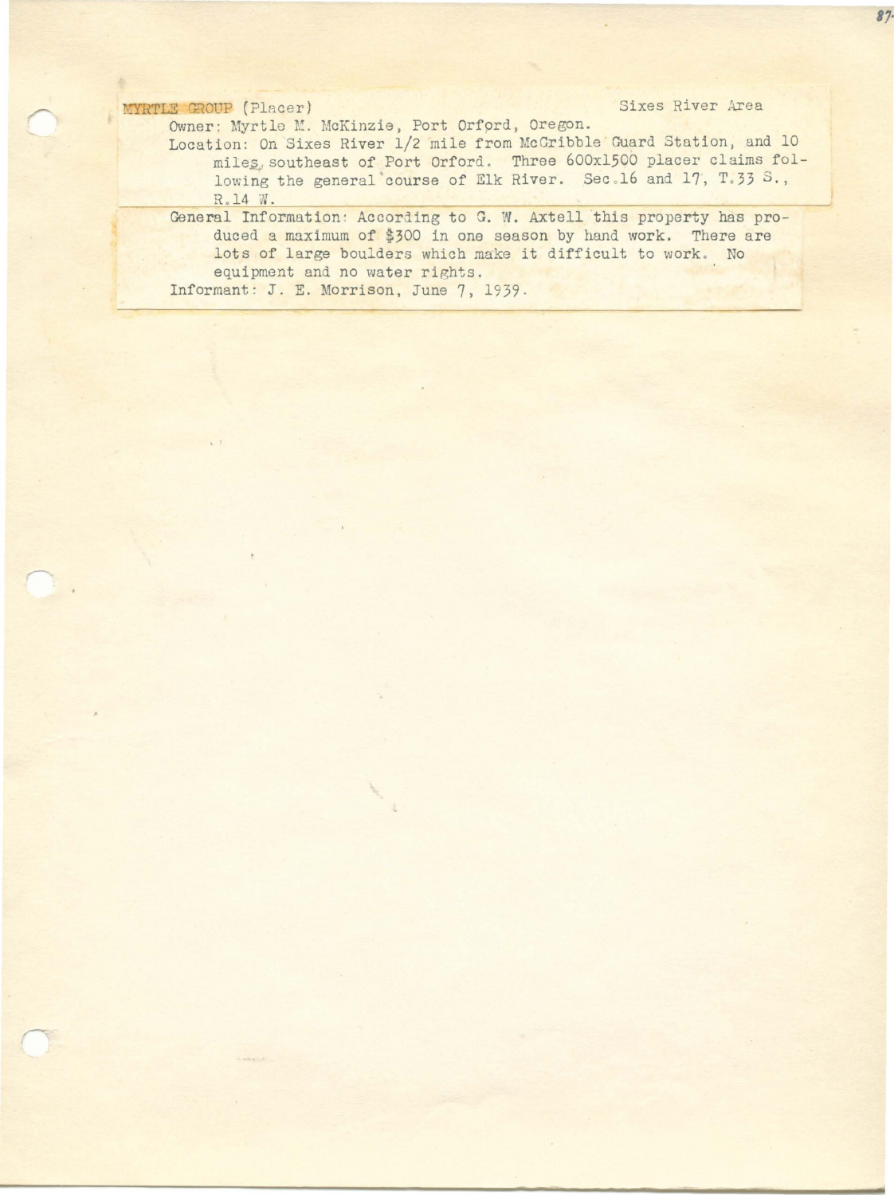MYRTLE GROUP (Placer) Sixes River Area

Owner: Myrtle M. McKinzie, Port Orford, Oregon.

Location: On Sixes River 1/2 mile from McGribble Guard Station, and 10 miles southeast of Port Orford. Three 600x1500 placer claims following the general course of Elk River. Sec.16 and 17, T.33 S., R.14 W.

General Information: According to G. W. Axtell this property has produced a maximum of $300 in one season by hand work. There are lots of large boulders which make it difficult to work. No equipment and no water rights.

Informant: J. E. Morrison, June 7, 1939.